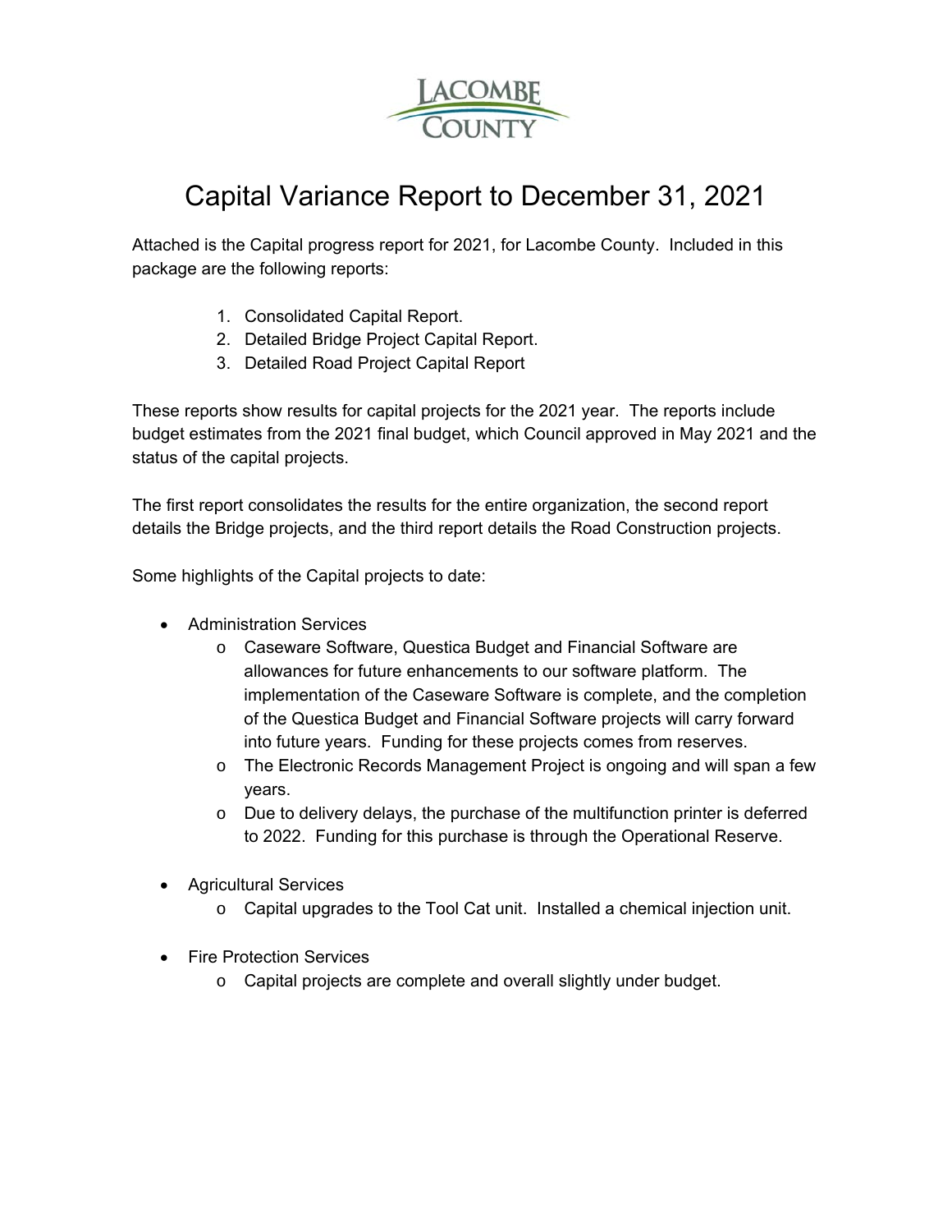LACOMBE COUNTY

# Capital Variance Report to December 31, 2021

Attached is the Capital progress report for 2021, for Lacombe County. Included in this package are the following reports:

1. Consolidated Capital Report.
2. Detailed Bridge Project Capital Report.
3. Detailed Road Project Capital Report

These reports show results for capital projects for the 2021 year. The reports include budget estimates from the 2021 final budget, which Council approved in May 2021 and the status of the capital projects.

The first report consolidates the results for the entire organization, the second report details the Bridge projects, and the third report details the Road Construction projects.

Some highlights of the Capital projects to date:

- Administration Services
  - Caseware Software, Questica Budget and Financial Software are allowances for future enhancements to our software platform. The implementation of the Caseware Software is complete, and the completion of the Questica Budget and Financial Software projects will carry forward into future years. Funding for these projects comes from reserves.
  - The Electronic Records Management Project is ongoing and will span a few years.
  - Due to delivery delays, the purchase of the multifunction printer is deferred to 2022. Funding for this purchase is through the Operational Reserve.

- Agricultural Services
  - Capital upgrades to the Tool Cat unit. Installed a chemical injection unit.

- Fire Protection Services
  - Capital projects are complete and overall slightly under budget.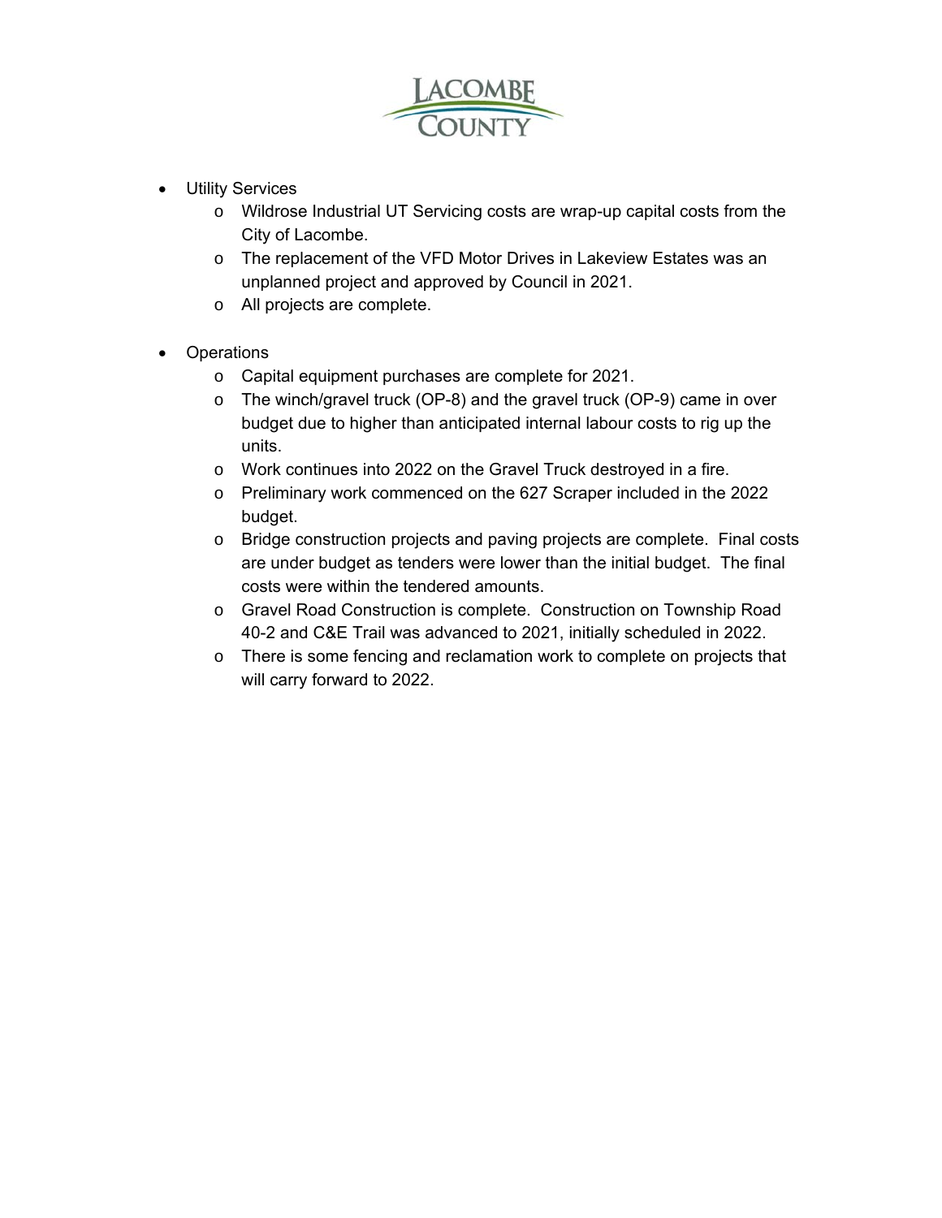- Utility Services
  - Wildrose Industrial UT Servicing costs are wrap-up capital costs from the City of Lacombe.
  - The replacement of the VFD Motor Drives in Lakeview Estates was an unplanned project and approved by Council in 2021.
  - All projects are complete.

- Operations
  - Capital equipment purchases are complete for 2021.
  - The winch/gravel truck (OP-8) and the gravel truck (OP-9) came in over budget due to higher than anticipated internal labour costs to rig up the units.
  - Work continues into 2022 on the Gravel Truck destroyed in a fire.
  - Preliminary work commenced on the 627 Scraper included in the 2022 budget.
  - Bridge construction projects and paving projects are complete. Final costs are under budget as tenders were lower than the initial budget. The final costs were within the tendered amounts.
  - Gravel Road Construction is complete. Construction on Township Road 40-2 and C&E Trail was advanced to 2021, initially scheduled in 2022.
  - There is some fencing and reclamation work to complete on projects that will carry forward to 2022.